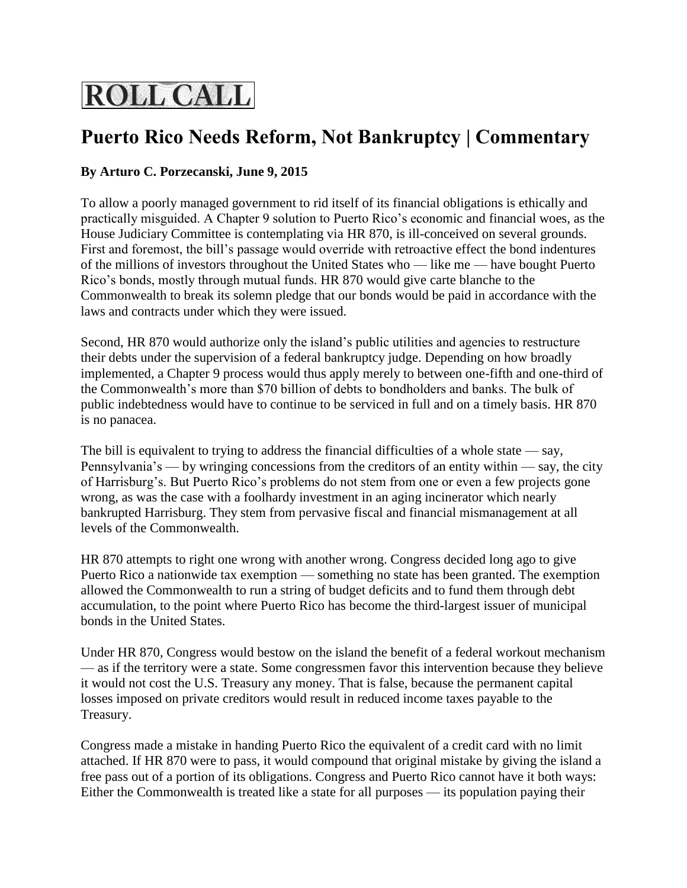# ROLL CALL

## Puerto Rico Needs Reform, Not Bankruptcy | Commentary

**By Arturo C. Porzecanski, June 9, 2015**

To allow a poorly managed government to rid itself of its financial obligations is ethically and practically misguided. A Chapter 9 solution to Puerto Rico's economic and financial woes, as the House Judiciary Committee is contemplating via HR 870, is ill-conceived on several grounds. First and foremost, the bill's passage would override with retroactive effect the bond indentures of the millions of investors throughout the United States who — like me — have bought Puerto Rico's bonds, mostly through mutual funds. HR 870 would give carte blanche to the Commonwealth to break its solemn pledge that our bonds would be paid in accordance with the laws and contracts under which they were issued.

Second, HR 870 would authorize only the island's public utilities and agencies to restructure their debts under the supervision of a federal bankruptcy judge. Depending on how broadly implemented, a Chapter 9 process would thus apply merely to between one-fifth and one-third of the Commonwealth's more than $70 billion of debts to bondholders and banks. The bulk of public indebtedness would have to continue to be serviced in full and on a timely basis. HR 870 is no panacea.

The bill is equivalent to trying to address the financial difficulties of a whole state — say, Pennsylvania's — by wringing concessions from the creditors of an entity within — say, the city of Harrisburg's. But Puerto Rico's problems do not stem from one or even a few projects gone wrong, as was the case with a foolhardy investment in an aging incinerator which nearly bankrupted Harrisburg. They stem from pervasive fiscal and financial mismanagement at all levels of the Commonwealth.

HR 870 attempts to right one wrong with another wrong. Congress decided long ago to give Puerto Rico a nationwide tax exemption — something no state has been granted. The exemption allowed the Commonwealth to run a string of budget deficits and to fund them through debt accumulation, to the point where Puerto Rico has become the third-largest issuer of municipal bonds in the United States.

Under HR 870, Congress would bestow on the island the benefit of a federal workout mechanism — as if the territory were a state. Some congressmen favor this intervention because they believe it would not cost the U.S. Treasury any money. That is false, because the permanent capital losses imposed on private creditors would result in reduced income taxes payable to the Treasury.

Congress made a mistake in handing Puerto Rico the equivalent of a credit card with no limit attached. If HR 870 were to pass, it would compound that original mistake by giving the island a free pass out of a portion of its obligations. Congress and Puerto Rico cannot have it both ways: Either the Commonwealth is treated like a state for all purposes — its population paying their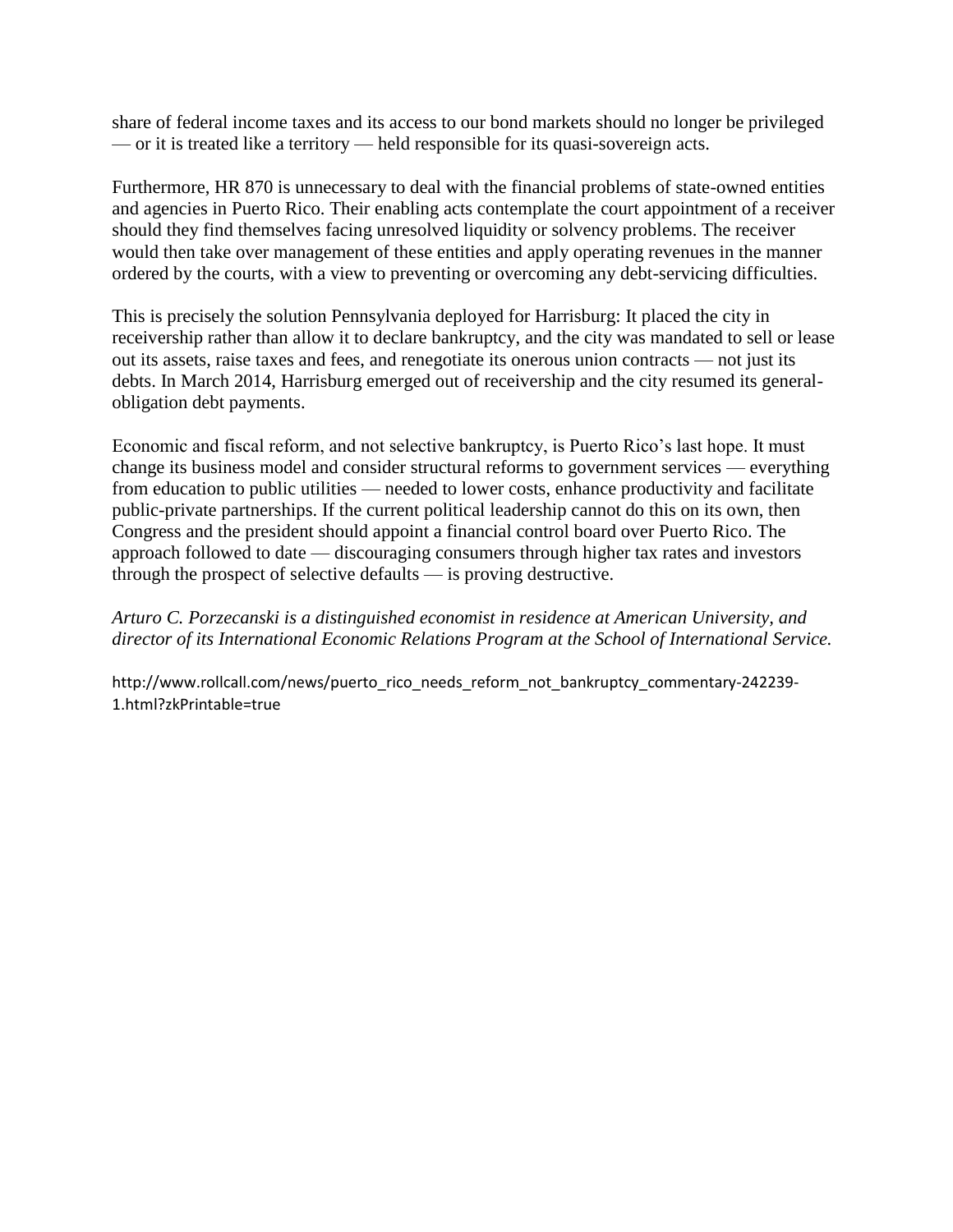share of federal income taxes and its access to our bond markets should no longer be privileged — or it is treated like a territory — held responsible for its quasi-sovereign acts.

Furthermore, HR 870 is unnecessary to deal with the financial problems of state-owned entities and agencies in Puerto Rico. Their enabling acts contemplate the court appointment of a receiver should they find themselves facing unresolved liquidity or solvency problems. The receiver would then take over management of these entities and apply operating revenues in the manner ordered by the courts, with a view to preventing or overcoming any debt-servicing difficulties.

This is precisely the solution Pennsylvania deployed for Harrisburg: It placed the city in receivership rather than allow it to declare bankruptcy, and the city was mandated to sell or lease out its assets, raise taxes and fees, and renegotiate its onerous union contracts — not just its debts. In March 2014, Harrisburg emerged out of receivership and the city resumed its general-obligation debt payments.

Economic and fiscal reform, and not selective bankruptcy, is Puerto Rico's last hope. It must change its business model and consider structural reforms to government services — everything from education to public utilities — needed to lower costs, enhance productivity and facilitate public-private partnerships. If the current political leadership cannot do this on its own, then Congress and the president should appoint a financial control board over Puerto Rico. The approach followed to date — discouraging consumers through higher tax rates and investors through the prospect of selective defaults — is proving destructive.

*Arturo C. Porzecanski is a distinguished economist in residence at American University, and director of its International Economic Relations Program at the School of International Service.*

http://www.rollcall.com/news/puerto_rico_needs_reform_not_bankruptcy_commentary-242239-1.html?zkPrintable=true